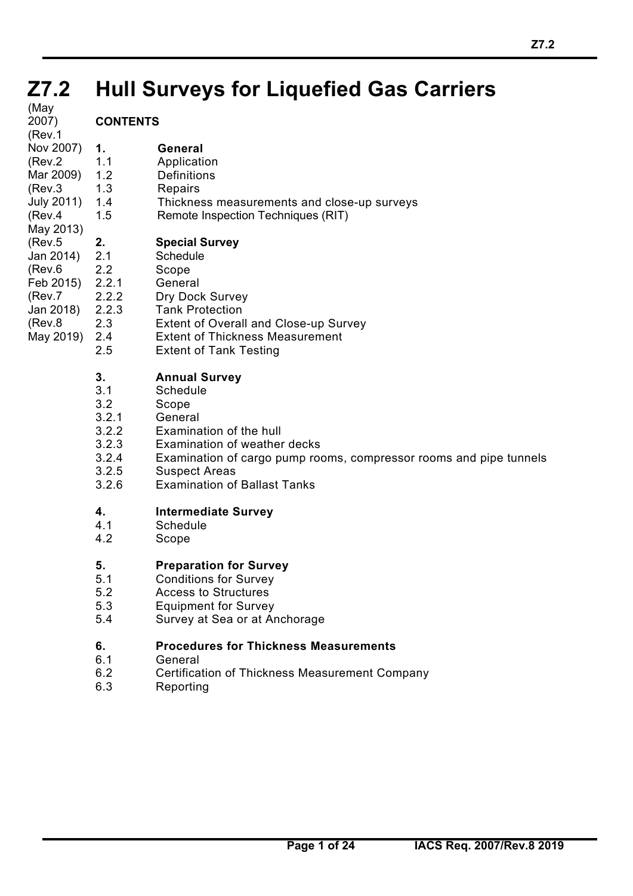# Z7.2 Hull Surveys for Liquefied Gas Carriers

(May 2007)
(Rev.1 Nov 2007)
(Rev.2 Mar 2009)
(Rev.3 July 2011)
(Rev.4 May 2013)
(Rev.5 Jan 2014)
(Rev.6 Feb 2015)
(Rev.7 Jan 2018)
(Rev.8 May 2019)

**CONTENTS**

**1. General**
- 1.1 Application
- 1.2 Definitions
- 1.3 Repairs
- 1.4 Thickness measurements and close-up surveys
- 1.5 Remote Inspection Techniques (RIT)

**2. Special Survey**
- 2.1 Schedule
- 2.2 Scope
- 2.2.1 General
- 2.2.2 Dry Dock Survey
- 2.2.3 Tank Protection
- 2.3 Extent of Overall and Close-up Survey
- 2.4 Extent of Thickness Measurement
- 2.5 Extent of Tank Testing

**3. Annual Survey**
- 3.1 Schedule
- 3.2 Scope
- 3.2.1 General
- 3.2.2 Examination of the hull
- 3.2.3 Examination of weather decks
- 3.2.4 Examination of cargo pump rooms, compressor rooms and pipe tunnels
- 3.2.5 Suspect Areas
- 3.2.6 Examination of Ballast Tanks

**4. Intermediate Survey**
- 4.1 Schedule
- 4.2 Scope

**5. Preparation for Survey**
- 5.1 Conditions for Survey
- 5.2 Access to Structures
- 5.3 Equipment for Survey
- 5.4 Survey at Sea or at Anchorage

**6. Procedures for Thickness Measurements**
- 6.1 General
- 6.2 Certification of Thickness Measurement Company
- 6.3 Reporting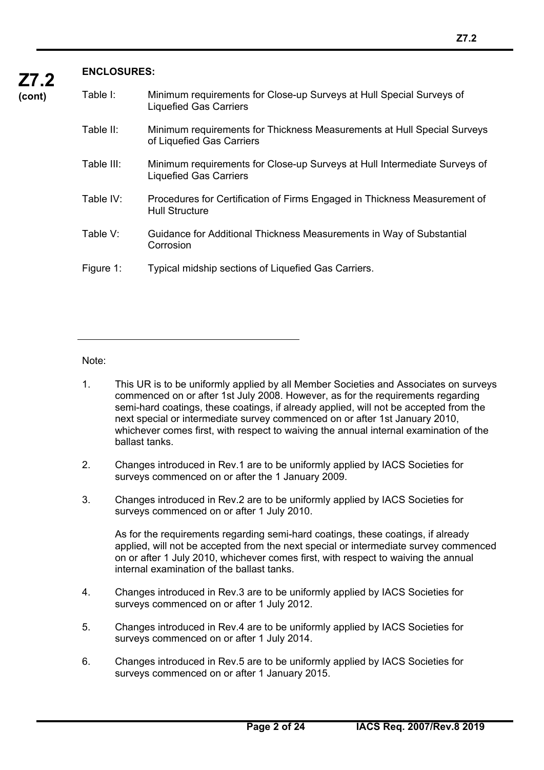**ENCLOSURES:**

| | |
|---|---|
| Table I: | Minimum requirements for Close-up Surveys at Hull Special Surveys of Liquefied Gas Carriers |
| Table II: | Minimum requirements for Thickness Measurements at Hull Special Surveys of Liquefied Gas Carriers |
| Table III: | Minimum requirements for Close-up Surveys at Hull Intermediate Surveys of Liquefied Gas Carriers |
| Table IV: | Procedures for Certification of Firms Engaged in Thickness Measurement of Hull Structure |
| Table V: | Guidance for Additional Thickness Measurements in Way of Substantial Corrosion |
| Figure 1: | Typical midship sections of Liquefied Gas Carriers. |

---

Note:

1. This UR is to be uniformly applied by all Member Societies and Associates on surveys commenced on or after 1st July 2008. However, as for the requirements regarding semi-hard coatings, these coatings, if already applied, will not be accepted from the next special or intermediate survey commenced on or after 1st January 2010, whichever comes first, with respect to waiving the annual internal examination of the ballast tanks.

2. Changes introduced in Rev.1 are to be uniformly applied by IACS Societies for surveys commenced on or after the 1 January 2009.

3. Changes introduced in Rev.2 are to be uniformly applied by IACS Societies for surveys commenced on or after 1 July 2010.

   As for the requirements regarding semi-hard coatings, these coatings, if already applied, will not be accepted from the next special or intermediate survey commenced on or after 1 July 2010, whichever comes first, with respect to waiving the annual internal examination of the ballast tanks.

4. Changes introduced in Rev.3 are to be uniformly applied by IACS Societies for surveys commenced on or after 1 July 2012.

5. Changes introduced in Rev.4 are to be uniformly applied by IACS Societies for surveys commenced on or after 1 July 2014.

6. Changes introduced in Rev.5 are to be uniformly applied by IACS Societies for surveys commenced on or after 1 January 2015.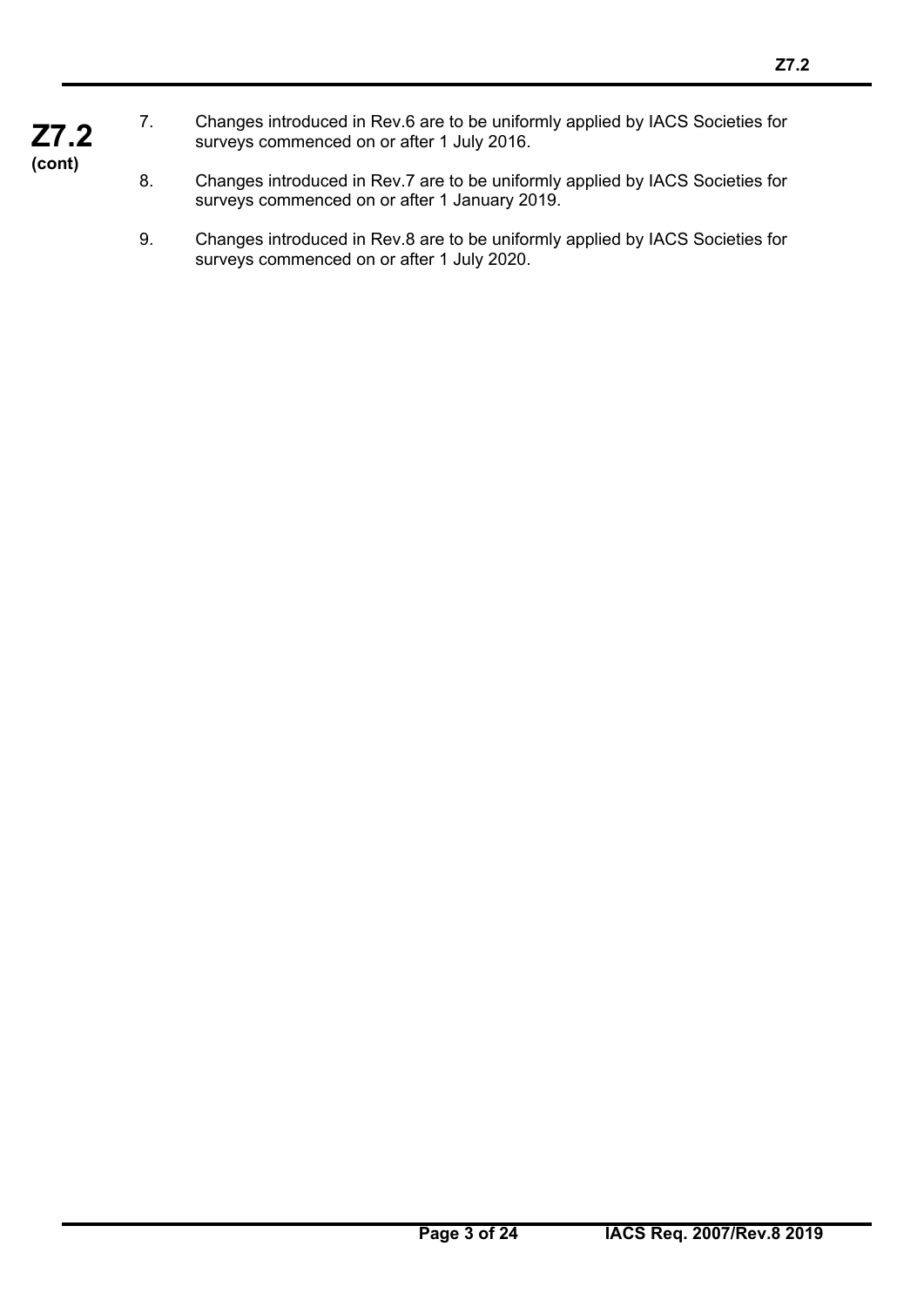7. Changes introduced in Rev.6 are to be uniformly applied by IACS Societies for surveys commenced on or after 1 July 2016.

8. Changes introduced in Rev.7 are to be uniformly applied by IACS Societies for surveys commenced on or after 1 January 2019.

9. Changes introduced in Rev.8 are to be uniformly applied by IACS Societies for surveys commenced on or after 1 July 2020.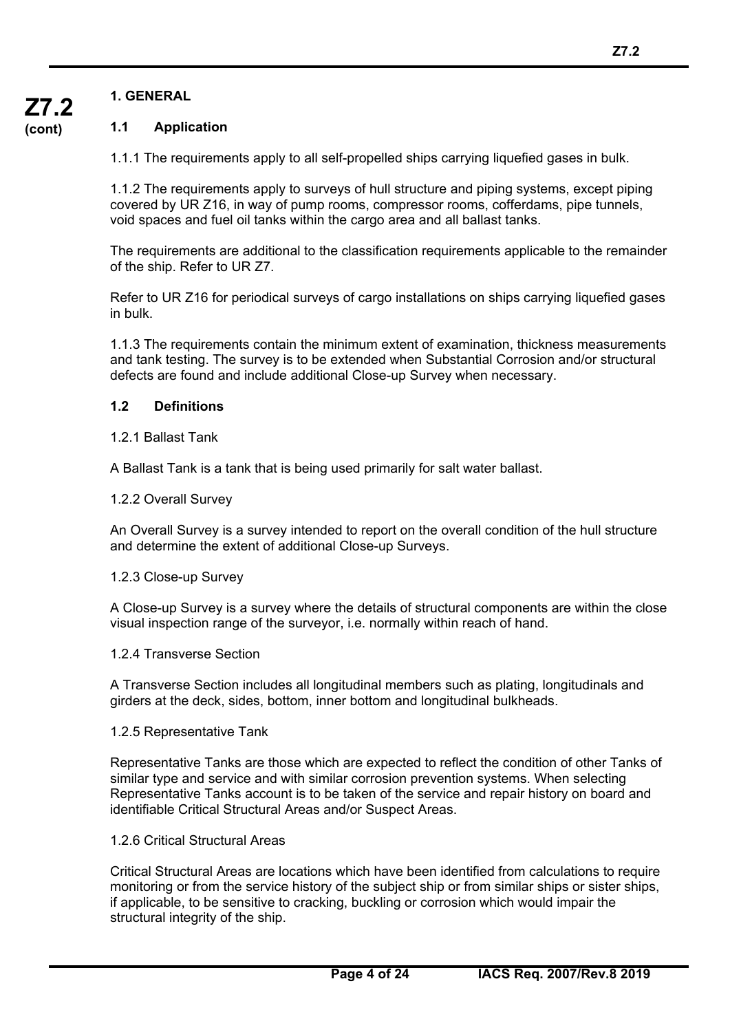## 1. GENERAL

### 1.1 Application

1.1.1 The requirements apply to all self-propelled ships carrying liquefied gases in bulk.

1.1.2 The requirements apply to surveys of hull structure and piping systems, except piping covered by UR Z16, in way of pump rooms, compressor rooms, cofferdams, pipe tunnels, void spaces and fuel oil tanks within the cargo area and all ballast tanks.

The requirements are additional to the classification requirements applicable to the remainder of the ship. Refer to UR Z7.

Refer to UR Z16 for periodical surveys of cargo installations on ships carrying liquefied gases in bulk.

1.1.3 The requirements contain the minimum extent of examination, thickness measurements and tank testing. The survey is to be extended when Substantial Corrosion and/or structural defects are found and include additional Close-up Survey when necessary.

### 1.2 Definitions

1.2.1 Ballast Tank

A Ballast Tank is a tank that is being used primarily for salt water ballast.

1.2.2 Overall Survey

An Overall Survey is a survey intended to report on the overall condition of the hull structure and determine the extent of additional Close-up Surveys.

1.2.3 Close-up Survey

A Close-up Survey is a survey where the details of structural components are within the close visual inspection range of the surveyor, i.e. normally within reach of hand.

1.2.4 Transverse Section

A Transverse Section includes all longitudinal members such as plating, longitudinals and girders at the deck, sides, bottom, inner bottom and longitudinal bulkheads.

1.2.5 Representative Tank

Representative Tanks are those which are expected to reflect the condition of other Tanks of similar type and service and with similar corrosion prevention systems. When selecting Representative Tanks account is to be taken of the service and repair history on board and identifiable Critical Structural Areas and/or Suspect Areas.

1.2.6 Critical Structural Areas

Critical Structural Areas are locations which have been identified from calculations to require monitoring or from the service history of the subject ship or from similar ships or sister ships, if applicable, to be sensitive to cracking, buckling or corrosion which would impair the structural integrity of the ship.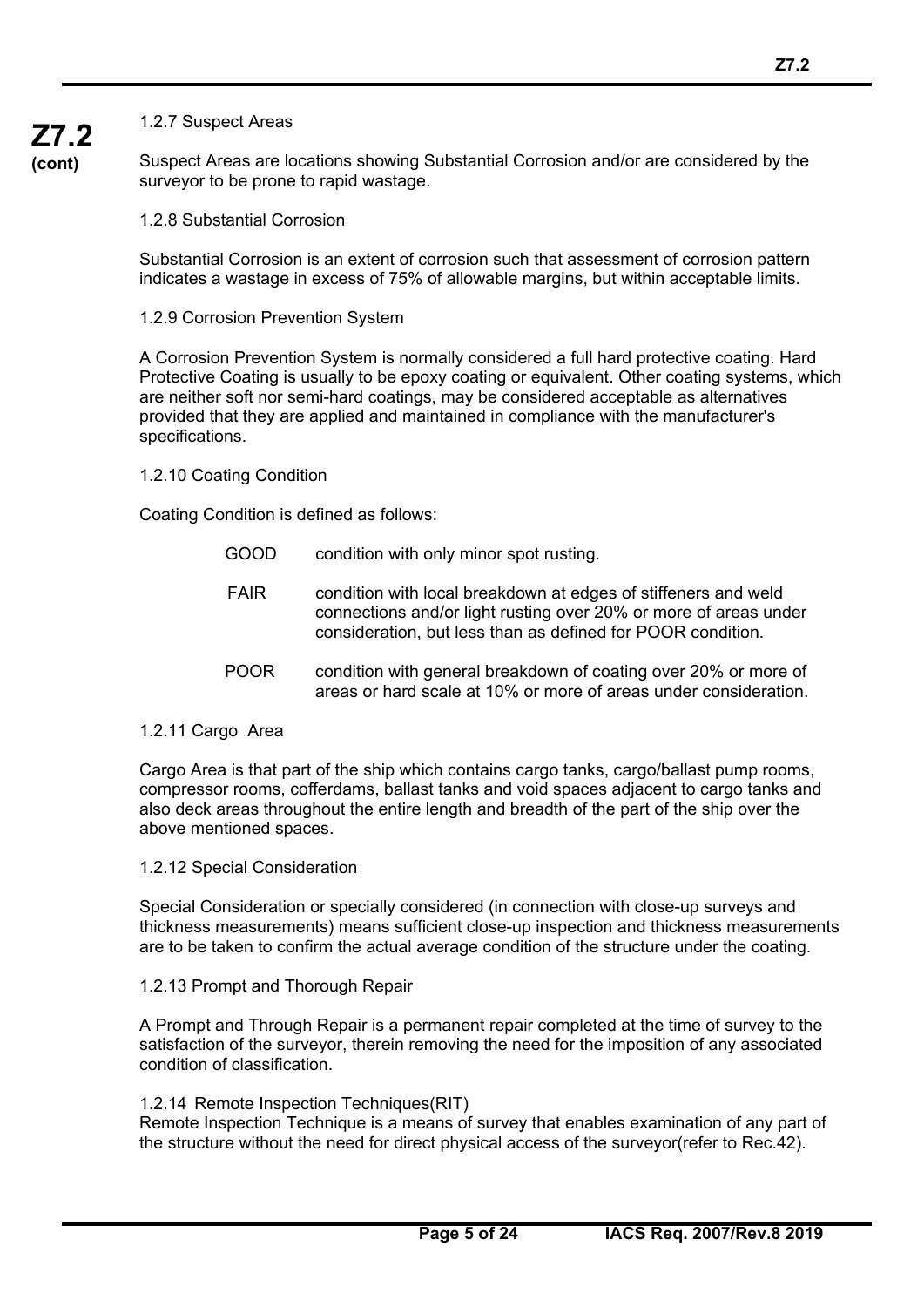**Z7.2 (cont)**

1.2.7 Suspect Areas

Suspect Areas are locations showing Substantial Corrosion and/or are considered by the surveyor to be prone to rapid wastage.

1.2.8 Substantial Corrosion

Substantial Corrosion is an extent of corrosion such that assessment of corrosion pattern indicates a wastage in excess of 75% of allowable margins, but within acceptable limits.

1.2.9 Corrosion Prevention System

A Corrosion Prevention System is normally considered a full hard protective coating. Hard Protective Coating is usually to be epoxy coating or equivalent. Other coating systems, which are neither soft nor semi-hard coatings, may be considered acceptable as alternatives provided that they are applied and maintained in compliance with the manufacturer's specifications.

1.2.10 Coating Condition

Coating Condition is defined as follows:

| | |
|---|---|
| GOOD | condition with only minor spot rusting. |
| FAIR | condition with local breakdown at edges of stiffeners and weld connections and/or light rusting over 20% or more of areas under consideration, but less than as defined for POOR condition. |
| POOR | condition with general breakdown of coating over 20% or more of areas or hard scale at 10% or more of areas under consideration. |

1.2.11 Cargo Area

Cargo Area is that part of the ship which contains cargo tanks, cargo/ballast pump rooms, compressor rooms, cofferdams, ballast tanks and void spaces adjacent to cargo tanks and also deck areas throughout the entire length and breadth of the part of the ship over the above mentioned spaces.

1.2.12 Special Consideration

Special Consideration or specially considered (in connection with close-up surveys and thickness measurements) means sufficient close-up inspection and thickness measurements are to be taken to confirm the actual average condition of the structure under the coating.

1.2.13 Prompt and Thorough Repair

A Prompt and Through Repair is a permanent repair completed at the time of survey to the satisfaction of the surveyor, therein removing the need for the imposition of any associated condition of classification.

1.2.14 Remote Inspection Techniques(RIT)

Remote Inspection Technique is a means of survey that enables examination of any part of the structure without the need for direct physical access of the surveyor(refer to Rec.42).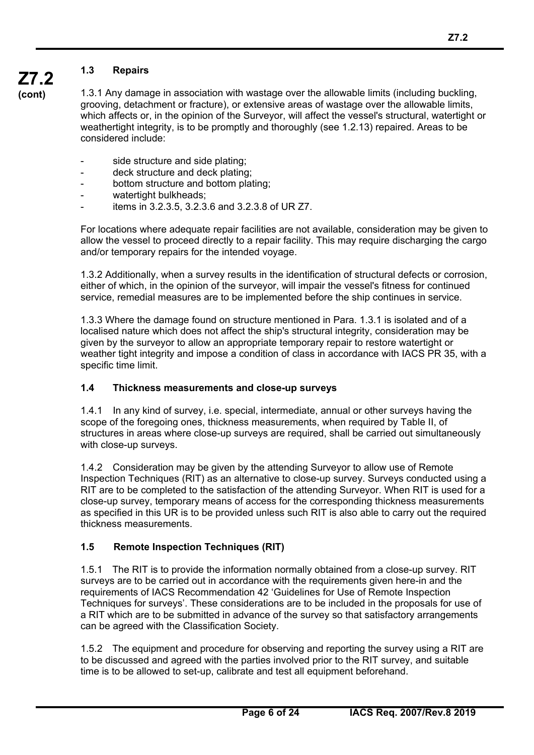### 1.3 Repairs

1.3.1 Any damage in association with wastage over the allowable limits (including buckling, grooving, detachment or fracture), or extensive areas of wastage over the allowable limits, which affects or, in the opinion of the Surveyor, will affect the vessel's structural, watertight or weathertight integrity, is to be promptly and thoroughly (see 1.2.13) repaired. Areas to be considered include:

- side structure and side plating;
- deck structure and deck plating;
- bottom structure and bottom plating;
- watertight bulkheads;
- items in 3.2.3.5, 3.2.3.6 and 3.2.3.8 of UR Z7.

For locations where adequate repair facilities are not available, consideration may be given to allow the vessel to proceed directly to a repair facility. This may require discharging the cargo and/or temporary repairs for the intended voyage.

1.3.2 Additionally, when a survey results in the identification of structural defects or corrosion, either of which, in the opinion of the surveyor, will impair the vessel's fitness for continued service, remedial measures are to be implemented before the ship continues in service.

1.3.3 Where the damage found on structure mentioned in Para. 1.3.1 is isolated and of a localised nature which does not affect the ship's structural integrity, consideration may be given by the surveyor to allow an appropriate temporary repair to restore watertight or weather tight integrity and impose a condition of class in accordance with IACS PR 35, with a specific time limit.

### 1.4 Thickness measurements and close-up surveys

1.4.1 In any kind of survey, i.e. special, intermediate, annual or other surveys having the scope of the foregoing ones, thickness measurements, when required by Table II, of structures in areas where close-up surveys are required, shall be carried out simultaneously with close-up surveys.

1.4.2 Consideration may be given by the attending Surveyor to allow use of Remote Inspection Techniques (RIT) as an alternative to close-up survey. Surveys conducted using a RIT are to be completed to the satisfaction of the attending Surveyor. When RIT is used for a close-up survey, temporary means of access for the corresponding thickness measurements as specified in this UR is to be provided unless such RIT is also able to carry out the required thickness measurements.

### 1.5 Remote Inspection Techniques (RIT)

1.5.1 The RIT is to provide the information normally obtained from a close-up survey. RIT surveys are to be carried out in accordance with the requirements given here-in and the requirements of IACS Recommendation 42 'Guidelines for Use of Remote Inspection Techniques for surveys'. These considerations are to be included in the proposals for use of a RIT which are to be submitted in advance of the survey so that satisfactory arrangements can be agreed with the Classification Society.

1.5.2 The equipment and procedure for observing and reporting the survey using a RIT are to be discussed and agreed with the parties involved prior to the RIT survey, and suitable time is to be allowed to set-up, calibrate and test all equipment beforehand.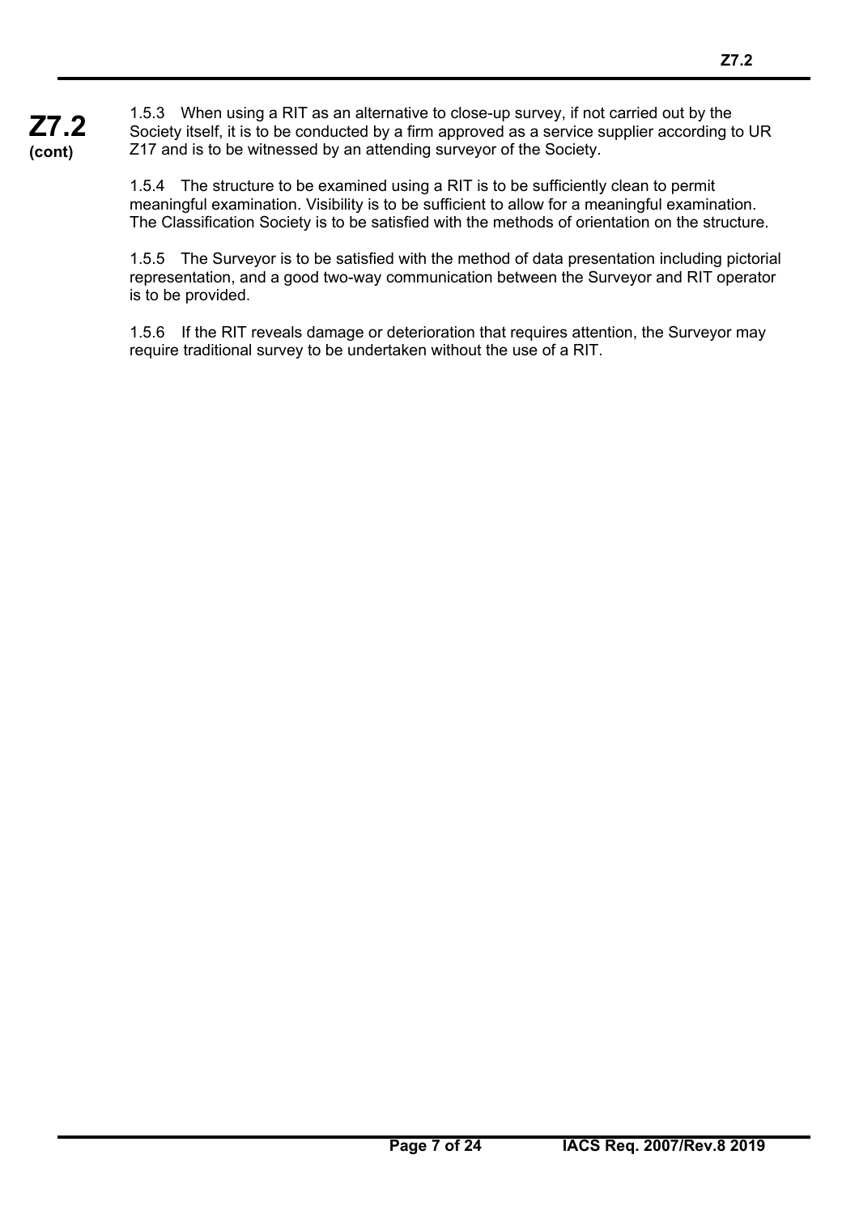1.5.3 When using a RIT as an alternative to close-up survey, if not carried out by the Society itself, it is to be conducted by a firm approved as a service supplier according to UR Z17 and is to be witnessed by an attending surveyor of the Society.

1.5.4 The structure to be examined using a RIT is to be sufficiently clean to permit meaningful examination. Visibility is to be sufficient to allow for a meaningful examination. The Classification Society is to be satisfied with the methods of orientation on the structure.

1.5.5 The Surveyor is to be satisfied with the method of data presentation including pictorial representation, and a good two-way communication between the Surveyor and RIT operator is to be provided.

1.5.6 If the RIT reveals damage or deterioration that requires attention, the Surveyor may require traditional survey to be undertaken without the use of a RIT.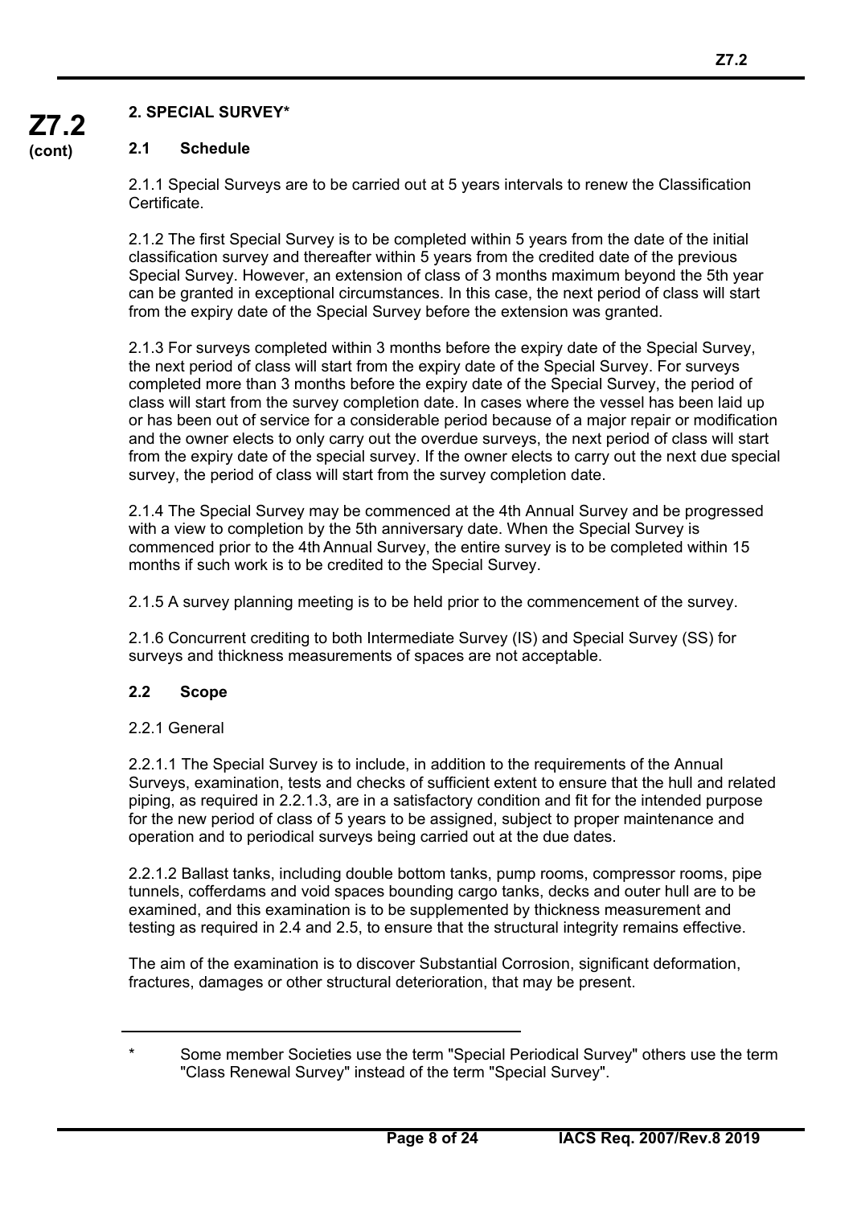## 2. SPECIAL SURVEY*

### 2.1 Schedule

2.1.1 Special Surveys are to be carried out at 5 years intervals to renew the Classification Certificate.

2.1.2 The first Special Survey is to be completed within 5 years from the date of the initial classification survey and thereafter within 5 years from the credited date of the previous Special Survey. However, an extension of class of 3 months maximum beyond the 5th year can be granted in exceptional circumstances. In this case, the next period of class will start from the expiry date of the Special Survey before the extension was granted.

2.1.3 For surveys completed within 3 months before the expiry date of the Special Survey, the next period of class will start from the expiry date of the Special Survey. For surveys completed more than 3 months before the expiry date of the Special Survey, the period of class will start from the survey completion date. In cases where the vessel has been laid up or has been out of service for a considerable period because of a major repair or modification and the owner elects to only carry out the overdue surveys, the next period of class will start from the expiry date of the special survey. If the owner elects to carry out the next due special survey, the period of class will start from the survey completion date.

2.1.4 The Special Survey may be commenced at the 4th Annual Survey and be progressed with a view to completion by the 5th anniversary date. When the Special Survey is commenced prior to the 4th Annual Survey, the entire survey is to be completed within 15 months if such work is to be credited to the Special Survey.

2.1.5 A survey planning meeting is to be held prior to the commencement of the survey.

2.1.6 Concurrent crediting to both Intermediate Survey (IS) and Special Survey (SS) for surveys and thickness measurements of spaces are not acceptable.

### 2.2 Scope

2.2.1 General

2.2.1.1 The Special Survey is to include, in addition to the requirements of the Annual Surveys, examination, tests and checks of sufficient extent to ensure that the hull and related piping, as required in 2.2.1.3, are in a satisfactory condition and fit for the intended purpose for the new period of class of 5 years to be assigned, subject to proper maintenance and operation and to periodical surveys being carried out at the due dates.

2.2.1.2 Ballast tanks, including double bottom tanks, pump rooms, compressor rooms, pipe tunnels, cofferdams and void spaces bounding cargo tanks, decks and outer hull are to be examined, and this examination is to be supplemented by thickness measurement and testing as required in 2.4 and 2.5, to ensure that the structural integrity remains effective.

The aim of the examination is to discover Substantial Corrosion, significant deformation, fractures, damages or other structural deterioration, that may be present.

---

\* Some member Societies use the term "Special Periodical Survey" others use the term "Class Renewal Survey" instead of the term "Special Survey".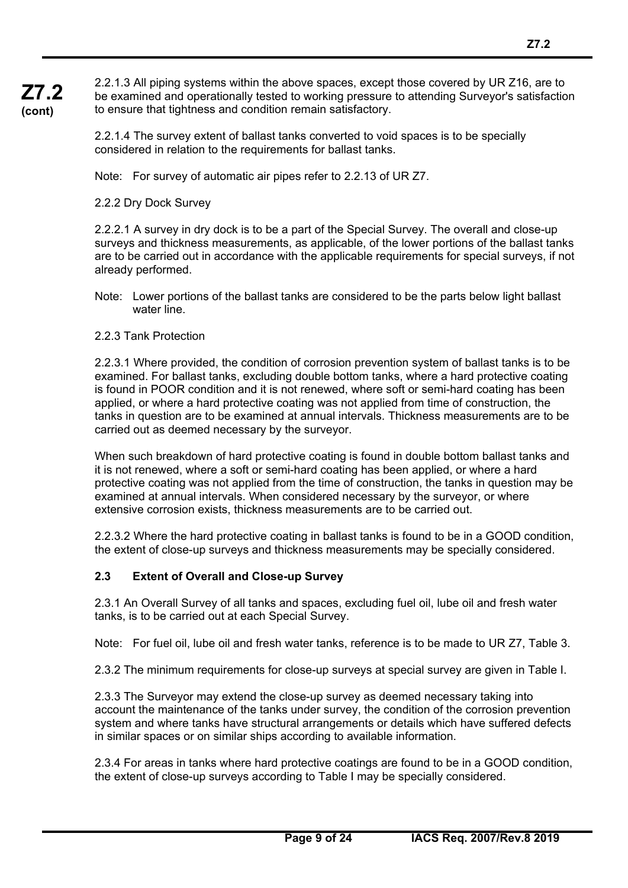2.2.1.3 All piping systems within the above spaces, except those covered by UR Z16, are to be examined and operationally tested to working pressure to attending Surveyor's satisfaction to ensure that tightness and condition remain satisfactory.

2.2.1.4 The survey extent of ballast tanks converted to void spaces is to be specially considered in relation to the requirements for ballast tanks.

Note: For survey of automatic air pipes refer to 2.2.13 of UR Z7.

2.2.2 Dry Dock Survey

2.2.2.1 A survey in dry dock is to be a part of the Special Survey. The overall and close-up surveys and thickness measurements, as applicable, of the lower portions of the ballast tanks are to be carried out in accordance with the applicable requirements for special surveys, if not already performed.

Note: Lower portions of the ballast tanks are considered to be the parts below light ballast water line.

2.2.3 Tank Protection

2.2.3.1 Where provided, the condition of corrosion prevention system of ballast tanks is to be examined. For ballast tanks, excluding double bottom tanks, where a hard protective coating is found in POOR condition and it is not renewed, where soft or semi-hard coating has been applied, or where a hard protective coating was not applied from time of construction, the tanks in question are to be examined at annual intervals. Thickness measurements are to be carried out as deemed necessary by the surveyor.

When such breakdown of hard protective coating is found in double bottom ballast tanks and it is not renewed, where a soft or semi-hard coating has been applied, or where a hard protective coating was not applied from the time of construction, the tanks in question may be examined at annual intervals. When considered necessary by the surveyor, or where extensive corrosion exists, thickness measurements are to be carried out.

2.2.3.2 Where the hard protective coating in ballast tanks is found to be in a GOOD condition, the extent of close-up surveys and thickness measurements may be specially considered.

### 2.3 Extent of Overall and Close-up Survey

2.3.1 An Overall Survey of all tanks and spaces, excluding fuel oil, lube oil and fresh water tanks, is to be carried out at each Special Survey.

Note: For fuel oil, lube oil and fresh water tanks, reference is to be made to UR Z7, Table 3.

2.3.2 The minimum requirements for close-up surveys at special survey are given in Table I.

2.3.3 The Surveyor may extend the close-up survey as deemed necessary taking into account the maintenance of the tanks under survey, the condition of the corrosion prevention system and where tanks have structural arrangements or details which have suffered defects in similar spaces or on similar ships according to available information.

2.3.4 For areas in tanks where hard protective coatings are found to be in a GOOD condition, the extent of close-up surveys according to Table I may be specially considered.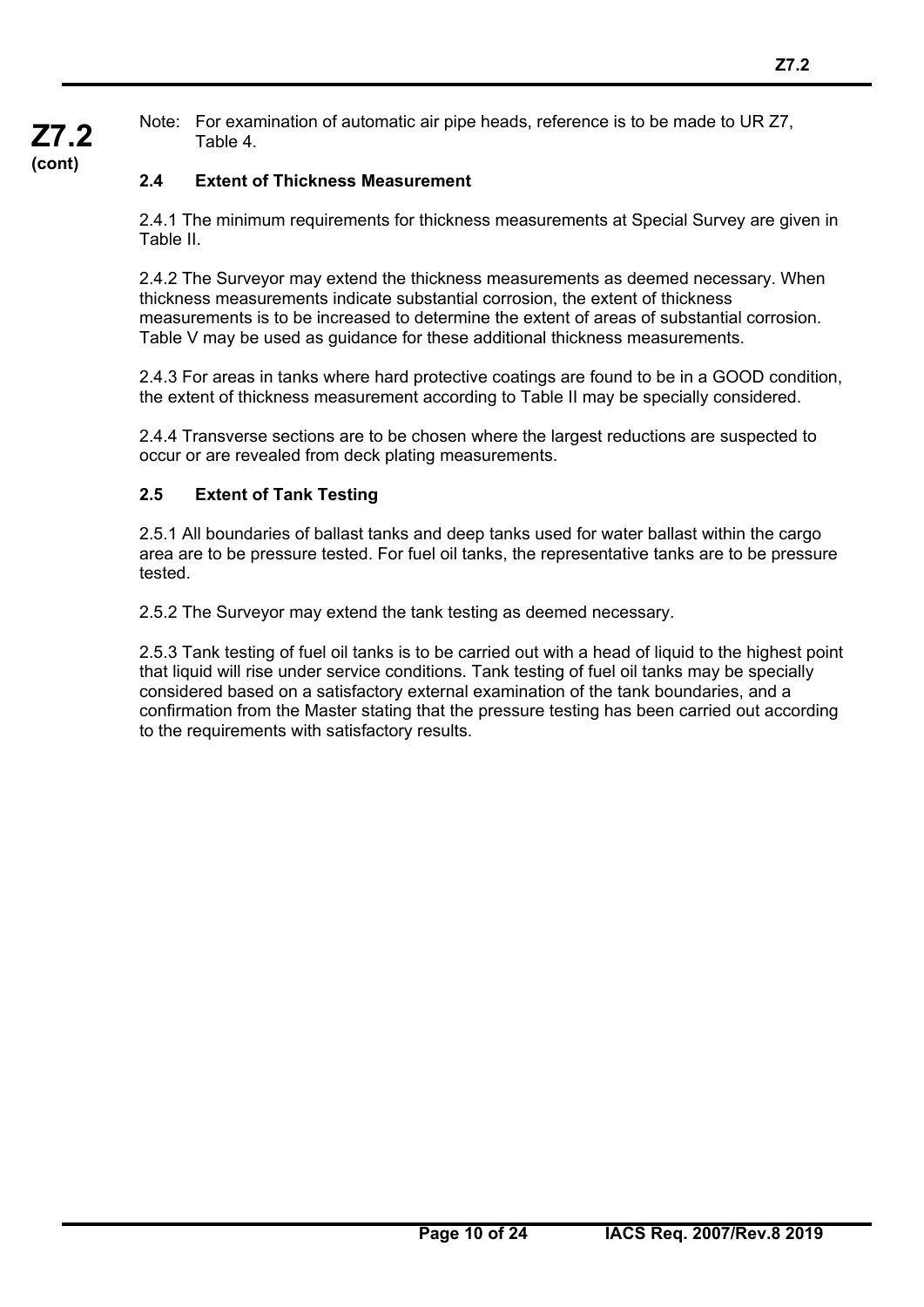Note: For examination of automatic air pipe heads, reference is to be made to UR Z7, Table 4.

### 2.4 Extent of Thickness Measurement

2.4.1 The minimum requirements for thickness measurements at Special Survey are given in Table II.

2.4.2 The Surveyor may extend the thickness measurements as deemed necessary. When thickness measurements indicate substantial corrosion, the extent of thickness measurements is to be increased to determine the extent of areas of substantial corrosion. Table V may be used as guidance for these additional thickness measurements.

2.4.3 For areas in tanks where hard protective coatings are found to be in a GOOD condition, the extent of thickness measurement according to Table II may be specially considered.

2.4.4 Transverse sections are to be chosen where the largest reductions are suspected to occur or are revealed from deck plating measurements.

### 2.5 Extent of Tank Testing

2.5.1 All boundaries of ballast tanks and deep tanks used for water ballast within the cargo area are to be pressure tested. For fuel oil tanks, the representative tanks are to be pressure tested.

2.5.2 The Surveyor may extend the tank testing as deemed necessary.

2.5.3 Tank testing of fuel oil tanks is to be carried out with a head of liquid to the highest point that liquid will rise under service conditions. Tank testing of fuel oil tanks may be specially considered based on a satisfactory external examination of the tank boundaries, and a confirmation from the Master stating that the pressure testing has been carried out according to the requirements with satisfactory results.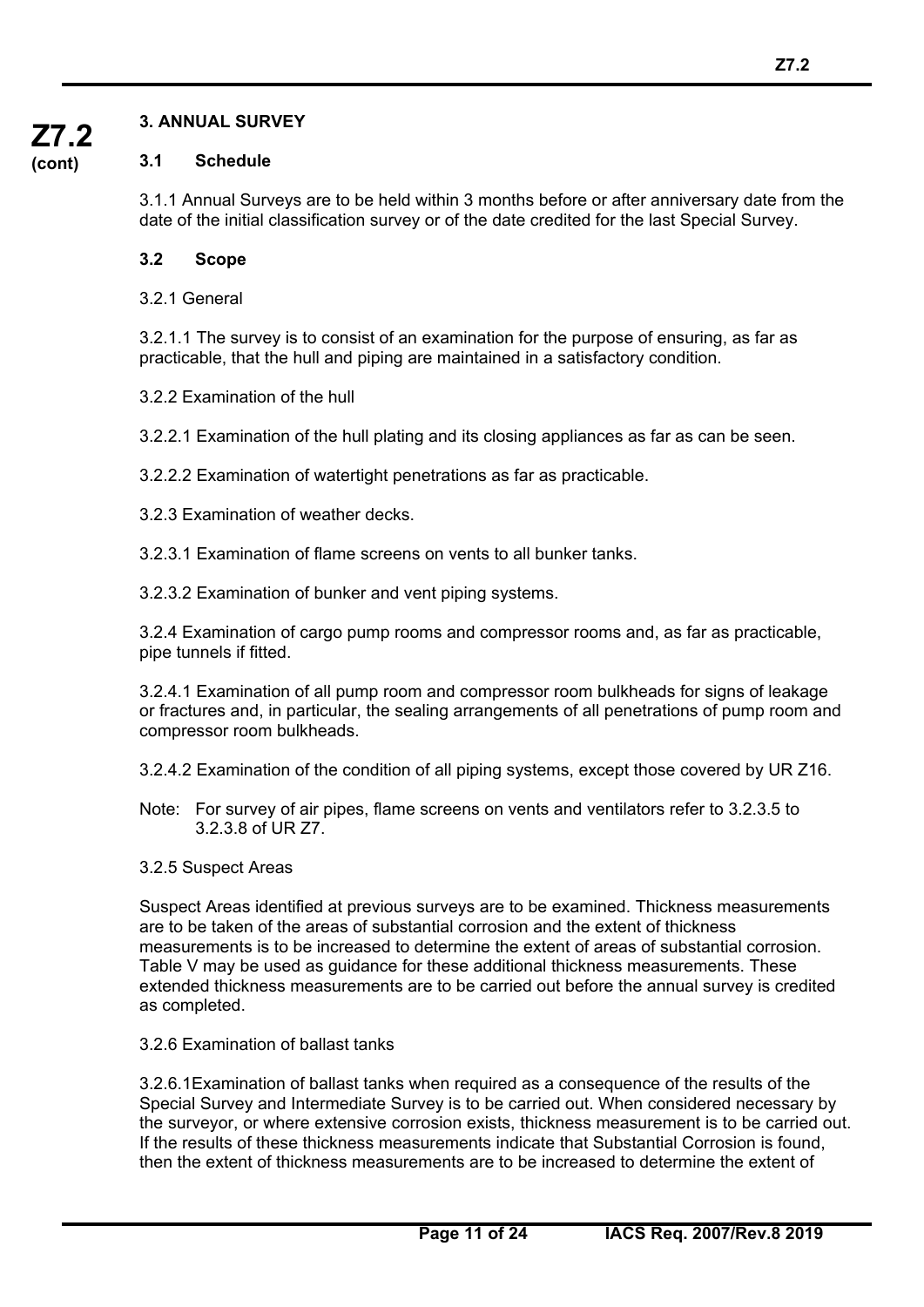## 3. ANNUAL SURVEY

### 3.1 Schedule

3.1.1 Annual Surveys are to be held within 3 months before or after anniversary date from the date of the initial classification survey or of the date credited for the last Special Survey.

### 3.2 Scope

3.2.1 General

3.2.1.1 The survey is to consist of an examination for the purpose of ensuring, as far as practicable, that the hull and piping are maintained in a satisfactory condition.

3.2.2 Examination of the hull

3.2.2.1 Examination of the hull plating and its closing appliances as far as can be seen.

3.2.2.2 Examination of watertight penetrations as far as practicable.

3.2.3 Examination of weather decks.

3.2.3.1 Examination of flame screens on vents to all bunker tanks.

3.2.3.2 Examination of bunker and vent piping systems.

3.2.4 Examination of cargo pump rooms and compressor rooms and, as far as practicable, pipe tunnels if fitted.

3.2.4.1 Examination of all pump room and compressor room bulkheads for signs of leakage or fractures and, in particular, the sealing arrangements of all penetrations of pump room and compressor room bulkheads.

3.2.4.2 Examination of the condition of all piping systems, except those covered by UR Z16.

Note: For survey of air pipes, flame screens on vents and ventilators refer to 3.2.3.5 to 3.2.3.8 of UR Z7.

3.2.5 Suspect Areas

Suspect Areas identified at previous surveys are to be examined. Thickness measurements are to be taken of the areas of substantial corrosion and the extent of thickness measurements is to be increased to determine the extent of areas of substantial corrosion. Table V may be used as guidance for these additional thickness measurements. These extended thickness measurements are to be carried out before the annual survey is credited as completed.

3.2.6 Examination of ballast tanks

3.2.6.1Examination of ballast tanks when required as a consequence of the results of the Special Survey and Intermediate Survey is to be carried out. When considered necessary by the surveyor, or where extensive corrosion exists, thickness measurement is to be carried out. If the results of these thickness measurements indicate that Substantial Corrosion is found, then the extent of thickness measurements are to be increased to determine the extent of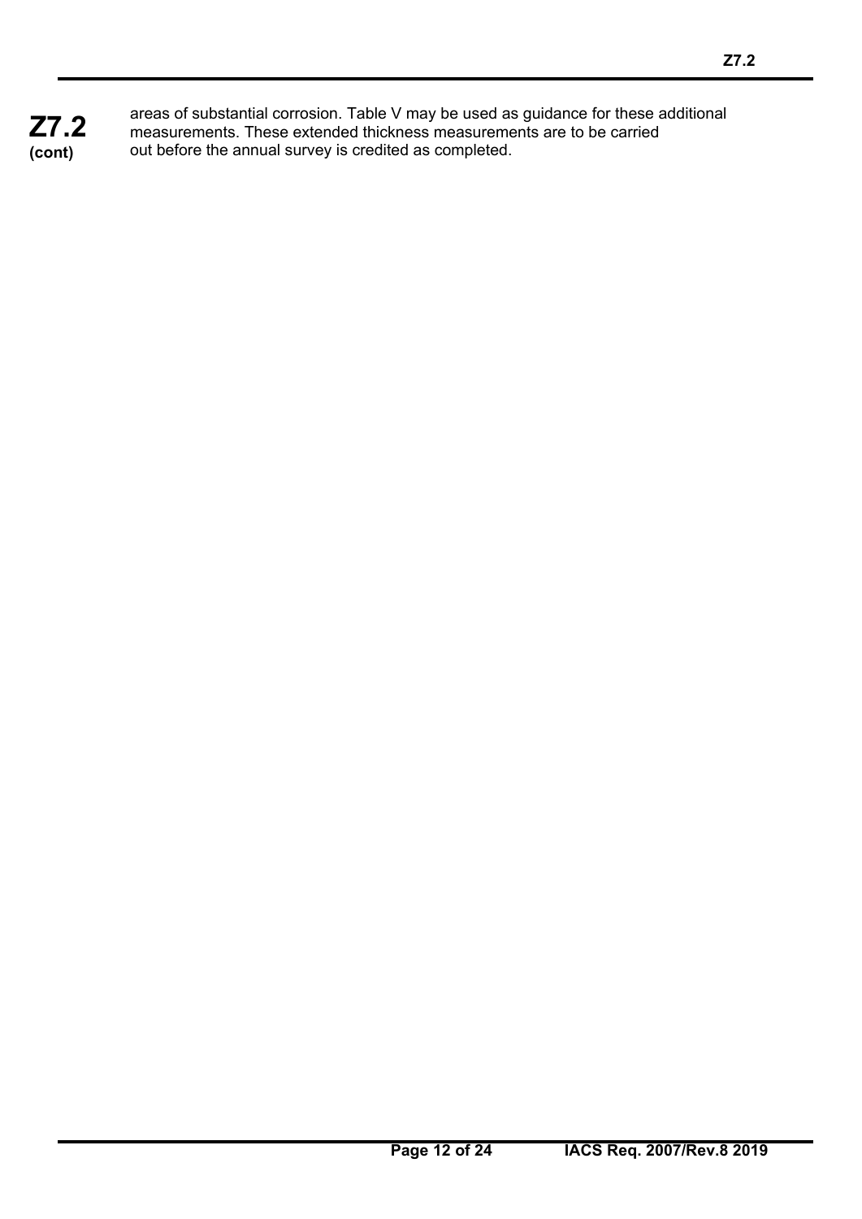areas of substantial corrosion. Table V may be used as guidance for these additional measurements. These extended thickness measurements are to be carried out before the annual survey is credited as completed.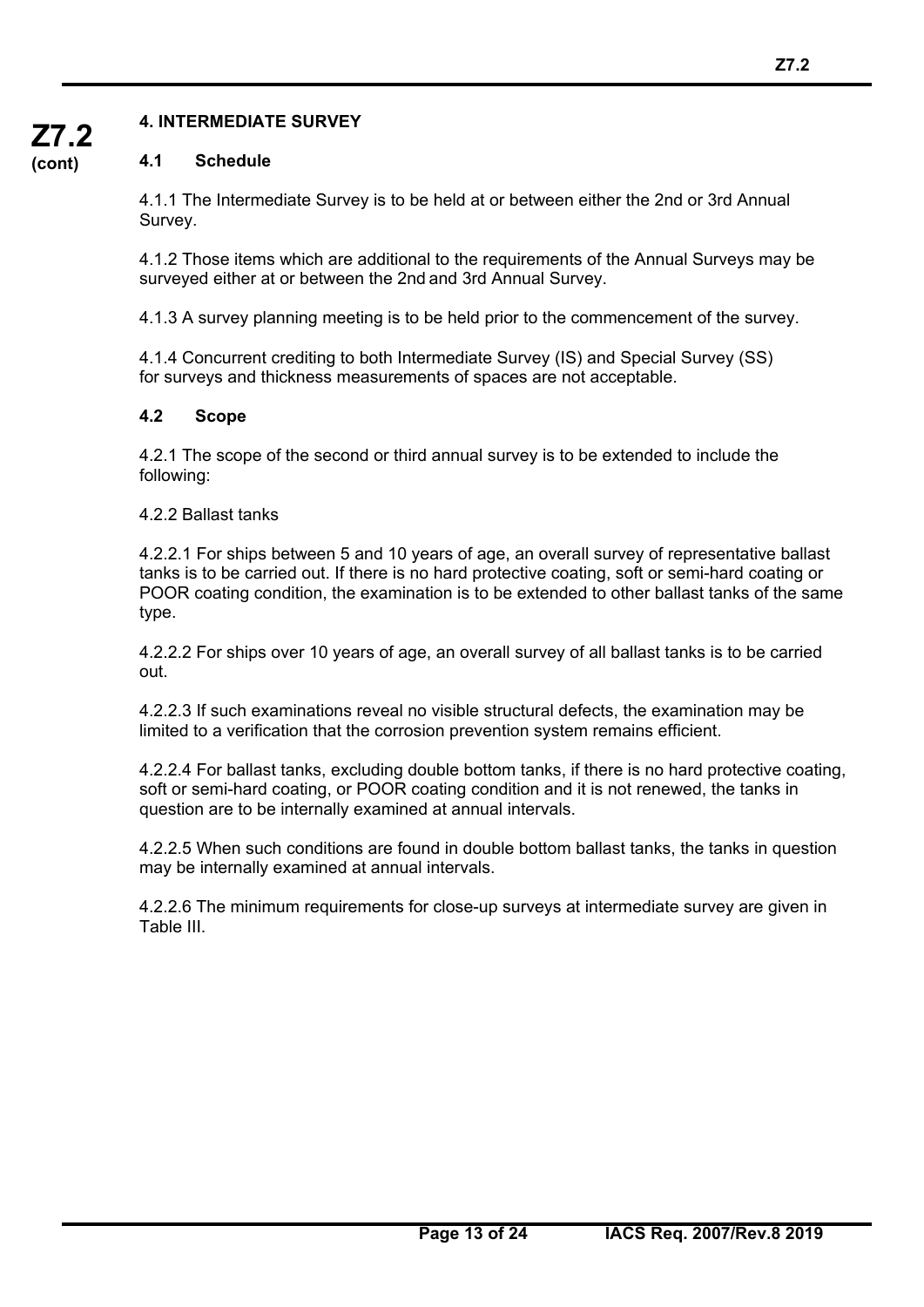## 4. INTERMEDIATE SURVEY

### 4.1 Schedule

4.1.1 The Intermediate Survey is to be held at or between either the 2nd or 3rd Annual Survey.

4.1.2 Those items which are additional to the requirements of the Annual Surveys may be surveyed either at or between the 2nd and 3rd Annual Survey.

4.1.3 A survey planning meeting is to be held prior to the commencement of the survey.

4.1.4 Concurrent crediting to both Intermediate Survey (IS) and Special Survey (SS) for surveys and thickness measurements of spaces are not acceptable.

### 4.2 Scope

4.2.1 The scope of the second or third annual survey is to be extended to include the following:

4.2.2 Ballast tanks

4.2.2.1 For ships between 5 and 10 years of age, an overall survey of representative ballast tanks is to be carried out. If there is no hard protective coating, soft or semi-hard coating or POOR coating condition, the examination is to be extended to other ballast tanks of the same type.

4.2.2.2 For ships over 10 years of age, an overall survey of all ballast tanks is to be carried out.

4.2.2.3 If such examinations reveal no visible structural defects, the examination may be limited to a verification that the corrosion prevention system remains efficient.

4.2.2.4 For ballast tanks, excluding double bottom tanks, if there is no hard protective coating, soft or semi-hard coating, or POOR coating condition and it is not renewed, the tanks in question are to be internally examined at annual intervals.

4.2.2.5 When such conditions are found in double bottom ballast tanks, the tanks in question may be internally examined at annual intervals.

4.2.2.6 The minimum requirements for close-up surveys at intermediate survey are given in Table III.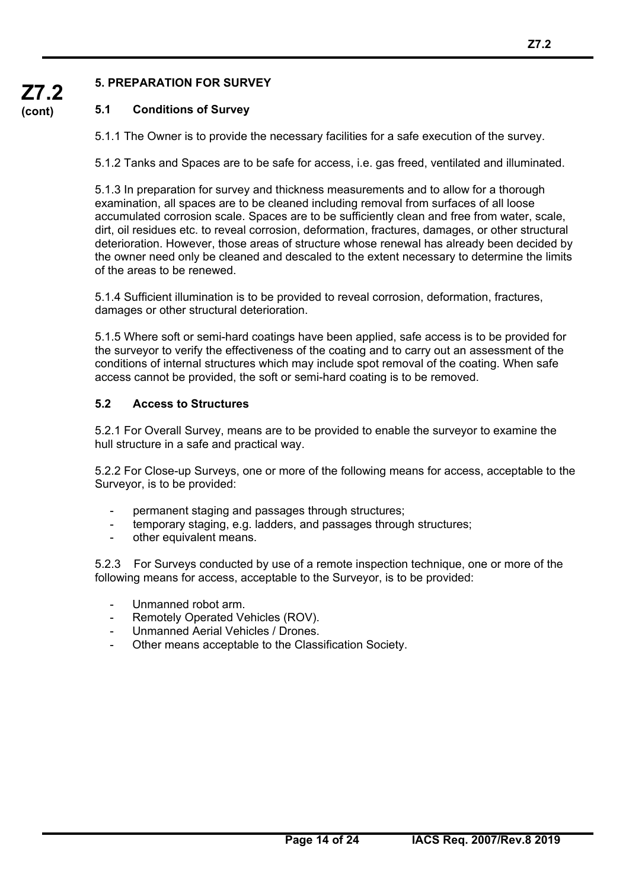## 5. PREPARATION FOR SURVEY

### 5.1 Conditions of Survey

5.1.1 The Owner is to provide the necessary facilities for a safe execution of the survey.

5.1.2 Tanks and Spaces are to be safe for access, i.e. gas freed, ventilated and illuminated.

5.1.3 In preparation for survey and thickness measurements and to allow for a thorough examination, all spaces are to be cleaned including removal from surfaces of all loose accumulated corrosion scale. Spaces are to be sufficiently clean and free from water, scale, dirt, oil residues etc. to reveal corrosion, deformation, fractures, damages, or other structural deterioration. However, those areas of structure whose renewal has already been decided by the owner need only be cleaned and descaled to the extent necessary to determine the limits of the areas to be renewed.

5.1.4 Sufficient illumination is to be provided to reveal corrosion, deformation, fractures, damages or other structural deterioration.

5.1.5 Where soft or semi-hard coatings have been applied, safe access is to be provided for the surveyor to verify the effectiveness of the coating and to carry out an assessment of the conditions of internal structures which may include spot removal of the coating. When safe access cannot be provided, the soft or semi-hard coating is to be removed.

### 5.2 Access to Structures

5.2.1 For Overall Survey, means are to be provided to enable the surveyor to examine the hull structure in a safe and practical way.

5.2.2 For Close-up Surveys, one or more of the following means for access, acceptable to the Surveyor, is to be provided:

- permanent staging and passages through structures;
- temporary staging, e.g. ladders, and passages through structures;
- other equivalent means.

5.2.3 For Surveys conducted by use of a remote inspection technique, one or more of the following means for access, acceptable to the Surveyor, is to be provided:

- Unmanned robot arm.
- Remotely Operated Vehicles (ROV).
- Unmanned Aerial Vehicles / Drones.
- Other means acceptable to the Classification Society.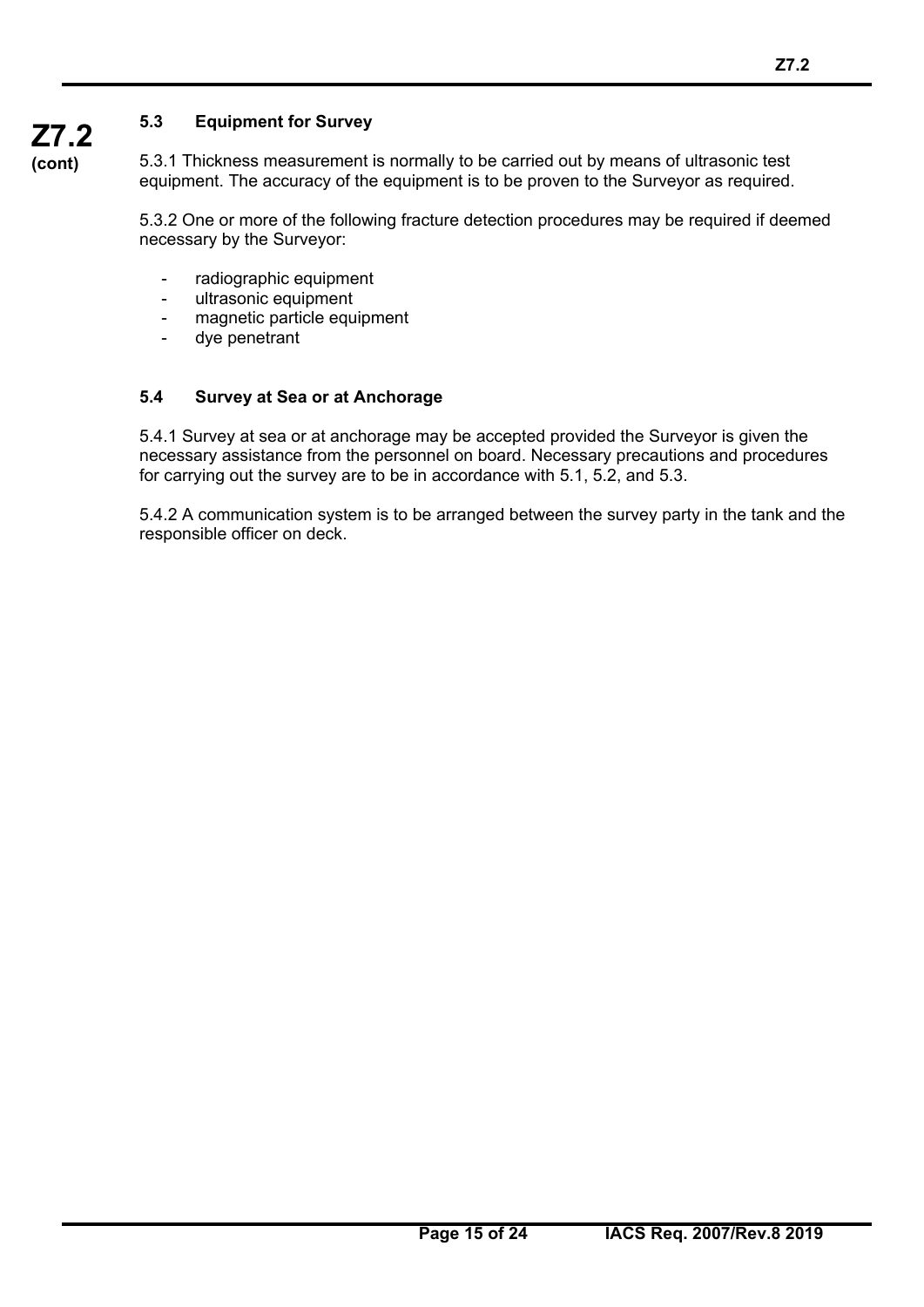### 5.3 Equipment for Survey

5.3.1 Thickness measurement is normally to be carried out by means of ultrasonic test equipment. The accuracy of the equipment is to be proven to the Surveyor as required.

5.3.2 One or more of the following fracture detection procedures may be required if deemed necessary by the Surveyor:

- radiographic equipment
- ultrasonic equipment
- magnetic particle equipment
- dye penetrant

### 5.4 Survey at Sea or at Anchorage

5.4.1 Survey at sea or at anchorage may be accepted provided the Surveyor is given the necessary assistance from the personnel on board. Necessary precautions and procedures for carrying out the survey are to be in accordance with 5.1, 5.2, and 5.3.

5.4.2 A communication system is to be arranged between the survey party in the tank and the responsible officer on deck.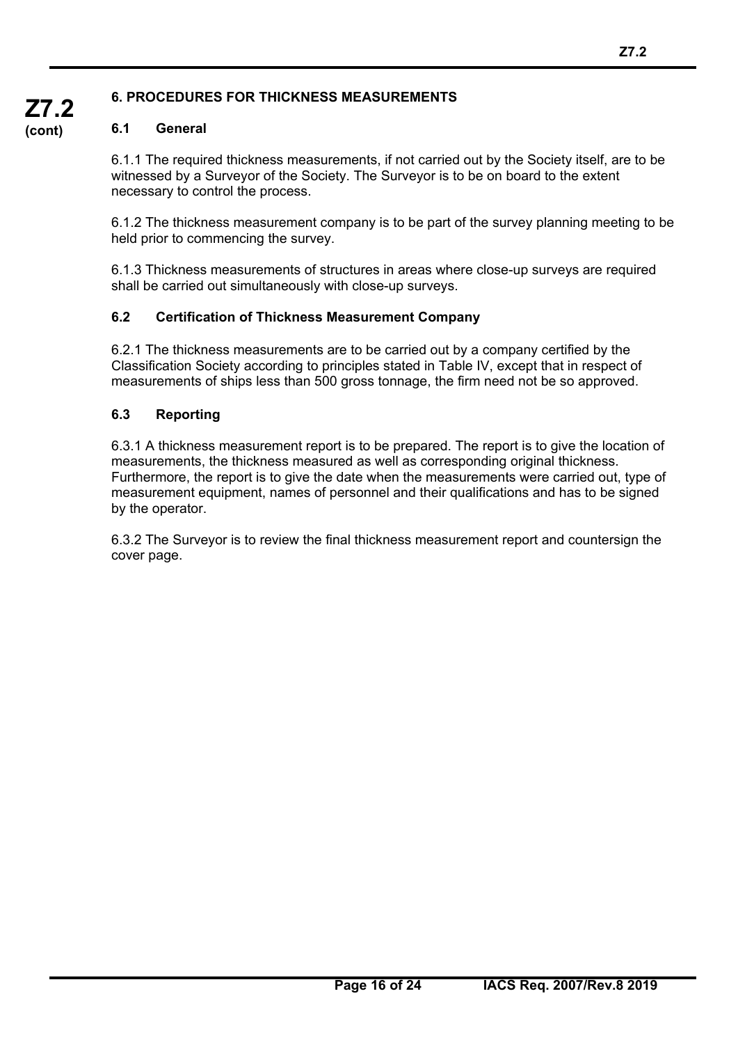## 6. PROCEDURES FOR THICKNESS MEASUREMENTS

### 6.1 General

6.1.1 The required thickness measurements, if not carried out by the Society itself, are to be witnessed by a Surveyor of the Society. The Surveyor is to be on board to the extent necessary to control the process.

6.1.2 The thickness measurement company is to be part of the survey planning meeting to be held prior to commencing the survey.

6.1.3 Thickness measurements of structures in areas where close-up surveys are required shall be carried out simultaneously with close-up surveys.

### 6.2 Certification of Thickness Measurement Company

6.2.1 The thickness measurements are to be carried out by a company certified by the Classification Society according to principles stated in Table IV, except that in respect of measurements of ships less than 500 gross tonnage, the firm need not be so approved.

### 6.3 Reporting

6.3.1 A thickness measurement report is to be prepared. The report is to give the location of measurements, the thickness measured as well as corresponding original thickness. Furthermore, the report is to give the date when the measurements were carried out, type of measurement equipment, names of personnel and their qualifications and has to be signed by the operator.

6.3.2 The Surveyor is to review the final thickness measurement report and countersign the cover page.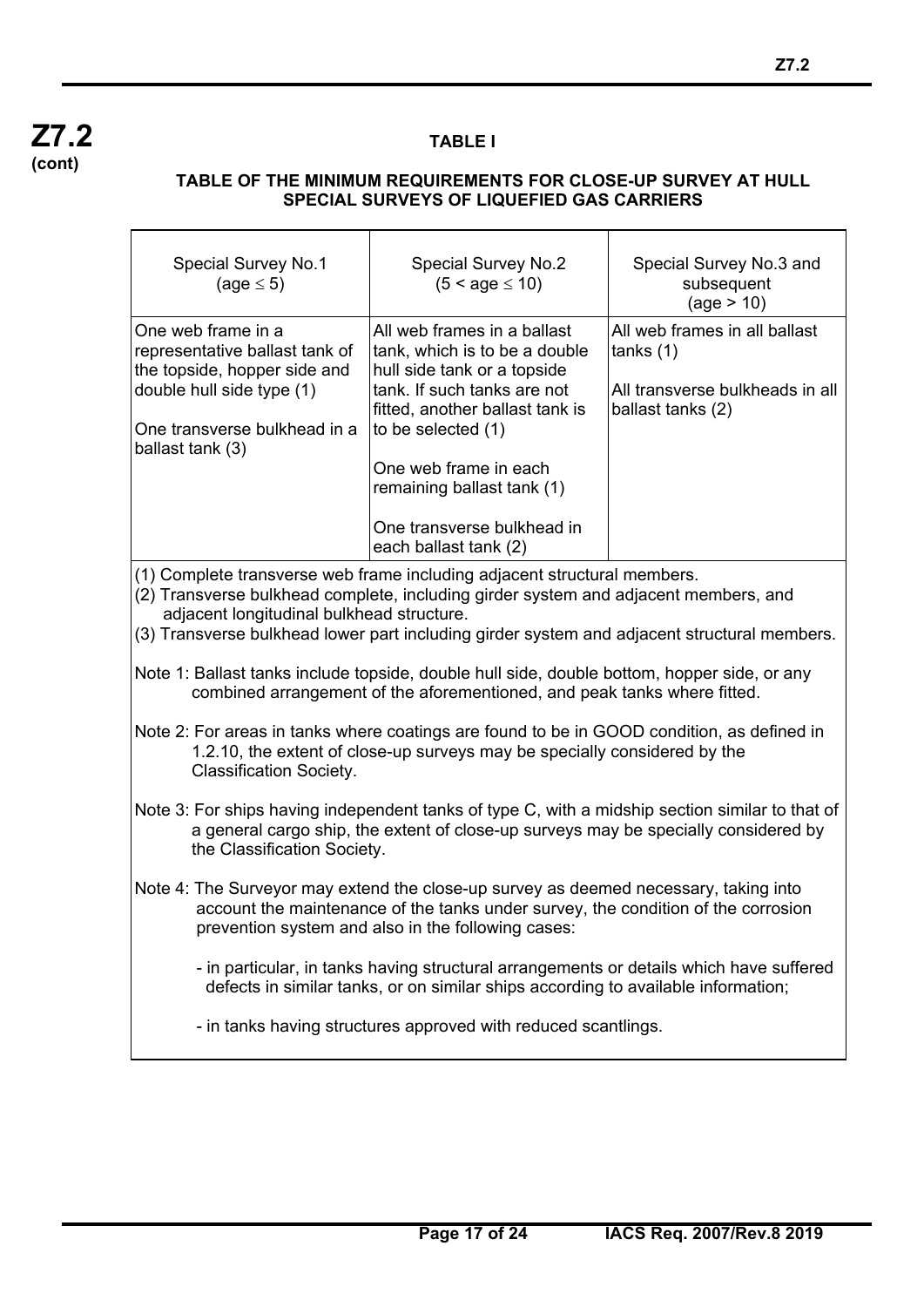**Z7.2 (cont)**

### TABLE I

### TABLE OF THE MINIMUM REQUIREMENTS FOR CLOSE-UP SURVEY AT HULL SPECIAL SURVEYS OF LIQUEFIED GAS CARRIERS

| Special Survey No.1 (age ≤ 5) | Special Survey No.2 (5 < age ≤ 10) | Special Survey No.3 and subsequent (age > 10) |
|---|---|---|
| One web frame in a representative ballast tank of the topside, hopper side and double hull side type (1)<br><br>One transverse bulkhead in a ballast tank (3) | All web frames in a ballast tank, which is to be a double hull side tank or a topside tank. If such tanks are not fitted, another ballast tank is to be selected (1)<br><br>One web frame in each remaining ballast tank (1)<br><br>One transverse bulkhead in each ballast tank (2) | All web frames in all ballast tanks (1)<br><br>All transverse bulkheads in all ballast tanks (2) |

(1) Complete transverse web frame including adjacent structural members.

(2) Transverse bulkhead complete, including girder system and adjacent members, and adjacent longitudinal bulkhead structure.

(3) Transverse bulkhead lower part including girder system and adjacent structural members.

Note 1: Ballast tanks include topside, double hull side, double bottom, hopper side, or any combined arrangement of the aforementioned, and peak tanks where fitted.

Note 2: For areas in tanks where coatings are found to be in GOOD condition, as defined in 1.2.10, the extent of close-up surveys may be specially considered by the Classification Society.

Note 3: For ships having independent tanks of type C, with a midship section similar to that of a general cargo ship, the extent of close-up surveys may be specially considered by the Classification Society.

Note 4: The Surveyor may extend the close-up survey as deemed necessary, taking into account the maintenance of the tanks under survey, the condition of the corrosion prevention system and also in the following cases:

- in particular, in tanks having structural arrangements or details which have suffered defects in similar tanks, or on similar ships according to available information;
- in tanks having structures approved with reduced scantlings.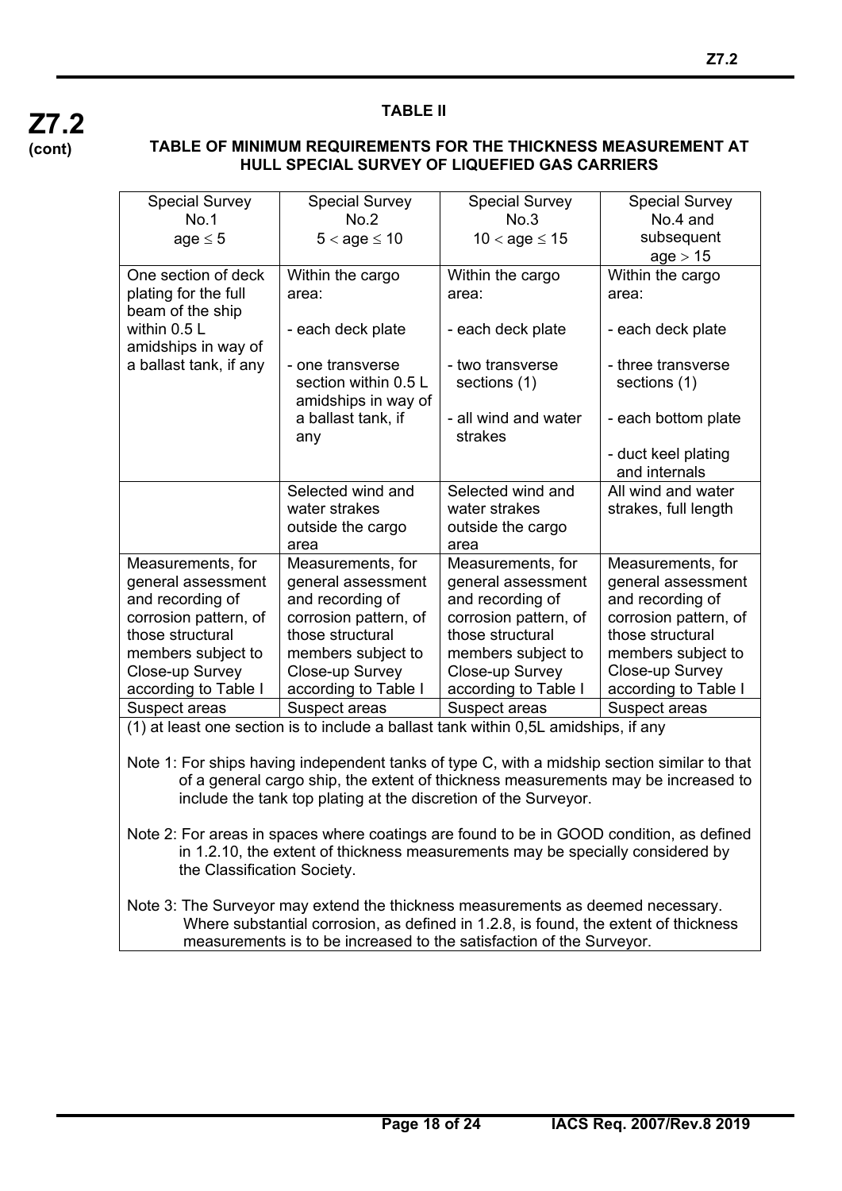**Z7.2 (cont)**

**TABLE II**

**TABLE OF MINIMUM REQUIREMENTS FOR THE THICKNESS MEASUREMENT AT HULL SPECIAL SURVEY OF LIQUEFIED GAS CARRIERS**

| Special Survey No.1 age $\leq 5$ | Special Survey No.2 $5 < \text{age} \leq 10$ | Special Survey No.3 $10 < \text{age} \leq 15$ | Special Survey No.4 and subsequent age $> 15$ |
|---|---|---|---|
| One section of deck plating for the full beam of the ship within 0.5 L amidships in way of a ballast tank, if any | Within the cargo area:<br>- each deck plate<br>- one transverse section within 0.5 L amidships in way of a ballast tank, if any | Within the cargo area:<br>- each deck plate<br>- two transverse sections (1)<br>- all wind and water strakes | Within the cargo area:<br>- each deck plate<br>- three transverse sections (1)<br>- each bottom plate<br>- duct keel plating and internals |
| | Selected wind and water strakes outside the cargo area | Selected wind and water strakes outside the cargo area | All wind and water strakes, full length |
| Measurements, for general assessment and recording of corrosion pattern, of those structural members subject to Close-up Survey according to Table I | Measurements, for general assessment and recording of corrosion pattern, of those structural members subject to Close-up Survey according to Table I | Measurements, for general assessment and recording of corrosion pattern, of those structural members subject to Close-up Survey according to Table I | Measurements, for general assessment and recording of corrosion pattern, of those structural members subject to Close-up Survey according to Table I |
| Suspect areas | Suspect areas | Suspect areas | Suspect areas |

(1) at least one section is to include a ballast tank within 0,5L amidships, if any

Note 1: For ships having independent tanks of type C, with a midship section similar to that of a general cargo ship, the extent of thickness measurements may be increased to include the tank top plating at the discretion of the Surveyor.

Note 2: For areas in spaces where coatings are found to be in GOOD condition, as defined in 1.2.10, the extent of thickness measurements may be specially considered by the Classification Society.

Note 3: The Surveyor may extend the thickness measurements as deemed necessary. Where substantial corrosion, as defined in 1.2.8, is found, the extent of thickness measurements is to be increased to the satisfaction of the Surveyor.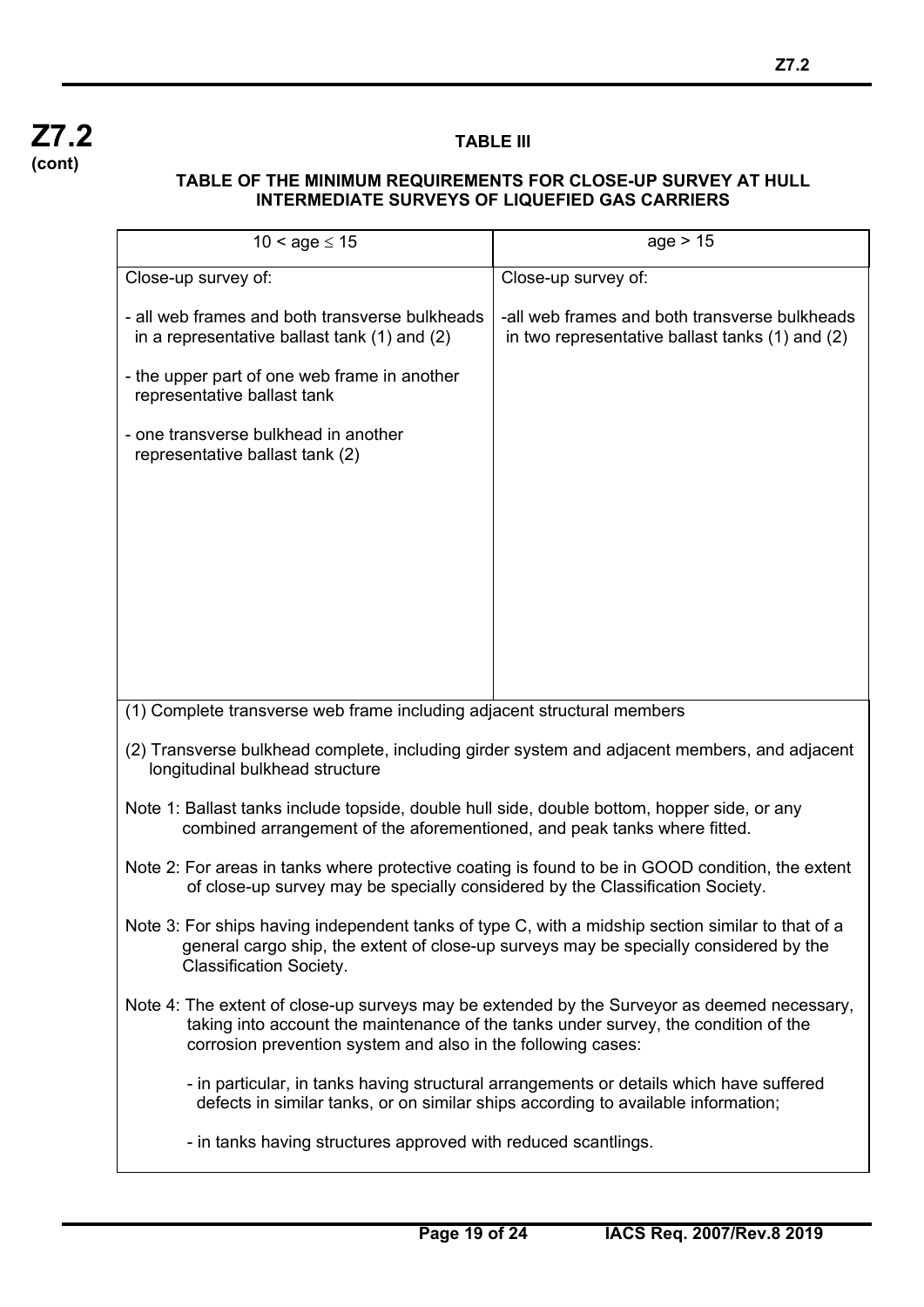**Z7.2 (cont)**

## TABLE III

### TABLE OF THE MINIMUM REQUIREMENTS FOR CLOSE-UP SURVEY AT HULL INTERMEDIATE SURVEYS OF LIQUEFIED GAS CARRIERS

| 10 < age ≤ 15 | age > 15 |
|---|---|
| Close-up survey of:<br><br>- all web frames and both transverse bulkheads in a representative ballast tank (1) and (2)<br><br>- the upper part of one web frame in another representative ballast tank<br><br>- one transverse bulkhead in another representative ballast tank (2) | Close-up survey of:<br><br>-all web frames and both transverse bulkheads in two representative ballast tanks (1) and (2) |

(1) Complete transverse web frame including adjacent structural members

(2) Transverse bulkhead complete, including girder system and adjacent members, and adjacent longitudinal bulkhead structure

Note 1: Ballast tanks include topside, double hull side, double bottom, hopper side, or any combined arrangement of the aforementioned, and peak tanks where fitted.

Note 2: For areas in tanks where protective coating is found to be in GOOD condition, the extent of close-up survey may be specially considered by the Classification Society.

Note 3: For ships having independent tanks of type C, with a midship section similar to that of a general cargo ship, the extent of close-up surveys may be specially considered by the Classification Society.

Note 4: The extent of close-up surveys may be extended by the Surveyor as deemed necessary, taking into account the maintenance of the tanks under survey, the condition of the corrosion prevention system and also in the following cases:

- in particular, in tanks having structural arrangements or details which have suffered defects in similar tanks, or on similar ships according to available information;

- in tanks having structures approved with reduced scantlings.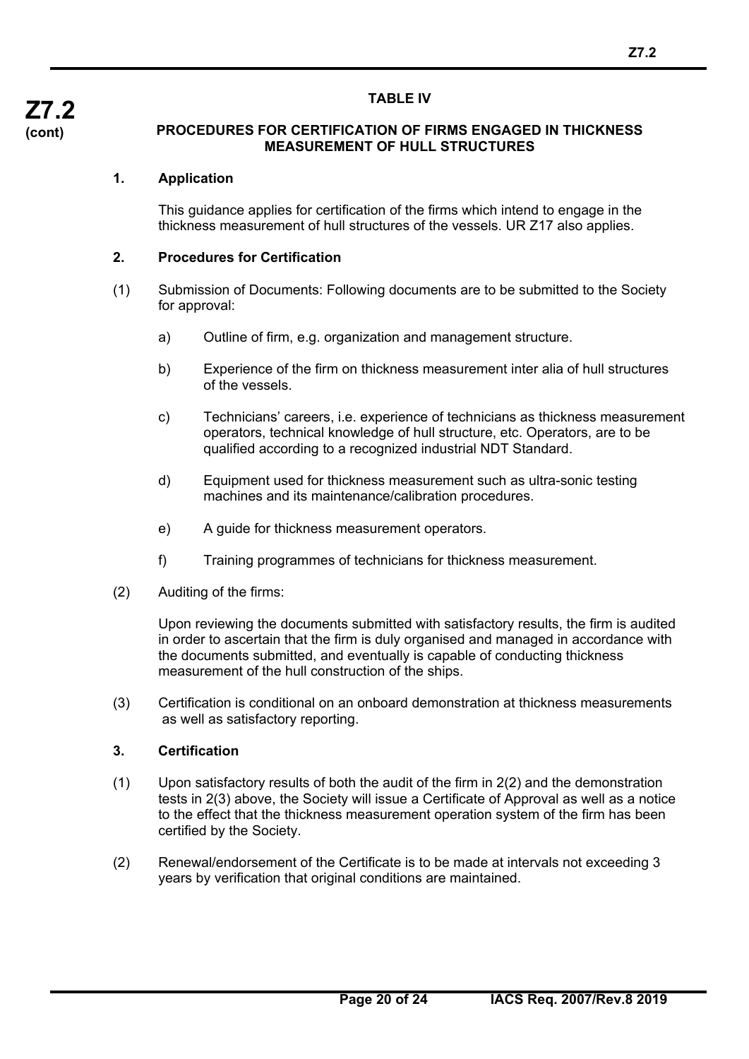# TABLE IV

## PROCEDURES FOR CERTIFICATION OF FIRMS ENGAGED IN THICKNESS MEASUREMENT OF HULL STRUCTURES

### 1. Application

This guidance applies for certification of the firms which intend to engage in the thickness measurement of hull structures of the vessels. UR Z17 also applies.

### 2. Procedures for Certification

(1) Submission of Documents: Following documents are to be submitted to the Society for approval:

a) Outline of firm, e.g. organization and management structure.

b) Experience of the firm on thickness measurement inter alia of hull structures of the vessels.

c) Technicians' careers, i.e. experience of technicians as thickness measurement operators, technical knowledge of hull structure, etc. Operators, are to be qualified according to a recognized industrial NDT Standard.

d) Equipment used for thickness measurement such as ultra-sonic testing machines and its maintenance/calibration procedures.

e) A guide for thickness measurement operators.

f) Training programmes of technicians for thickness measurement.

(2) Auditing of the firms:

Upon reviewing the documents submitted with satisfactory results, the firm is audited in order to ascertain that the firm is duly organised and managed in accordance with the documents submitted, and eventually is capable of conducting thickness measurement of the hull construction of the ships.

(3) Certification is conditional on an onboard demonstration at thickness measurements as well as satisfactory reporting.

### 3. Certification

(1) Upon satisfactory results of both the audit of the firm in 2(2) and the demonstration tests in 2(3) above, the Society will issue a Certificate of Approval as well as a notice to the effect that the thickness measurement operation system of the firm has been certified by the Society.

(2) Renewal/endorsement of the Certificate is to be made at intervals not exceeding 3 years by verification that original conditions are maintained.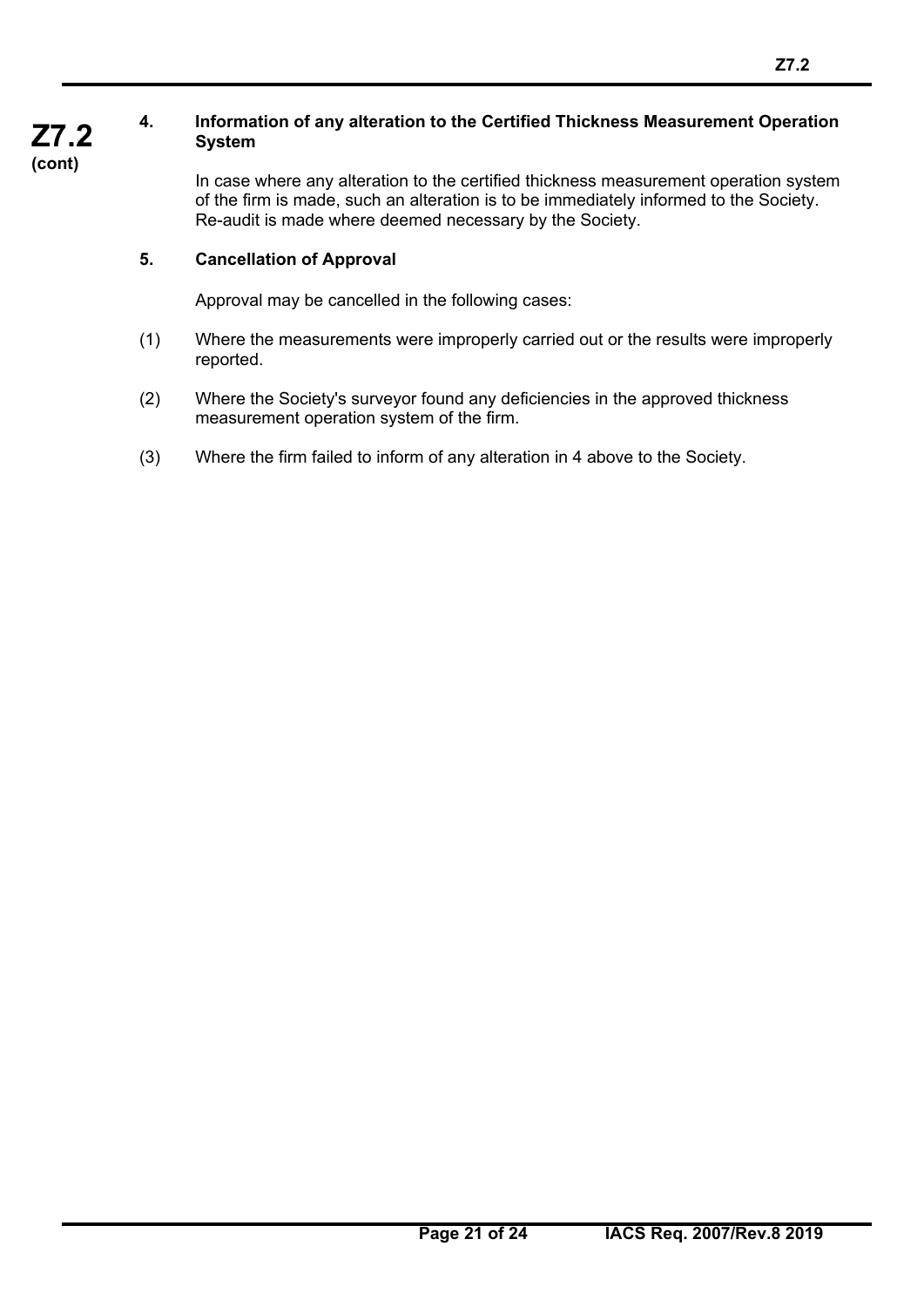### 4. Information of any alteration to the Certified Thickness Measurement Operation System

In case where any alteration to the certified thickness measurement operation system of the firm is made, such an alteration is to be immediately informed to the Society. Re-audit is made where deemed necessary by the Society.

### 5. Cancellation of Approval

Approval may be cancelled in the following cases:

(1) Where the measurements were improperly carried out or the results were improperly reported.

(2) Where the Society's surveyor found any deficiencies in the approved thickness measurement operation system of the firm.

(3) Where the firm failed to inform of any alteration in 4 above to the Society.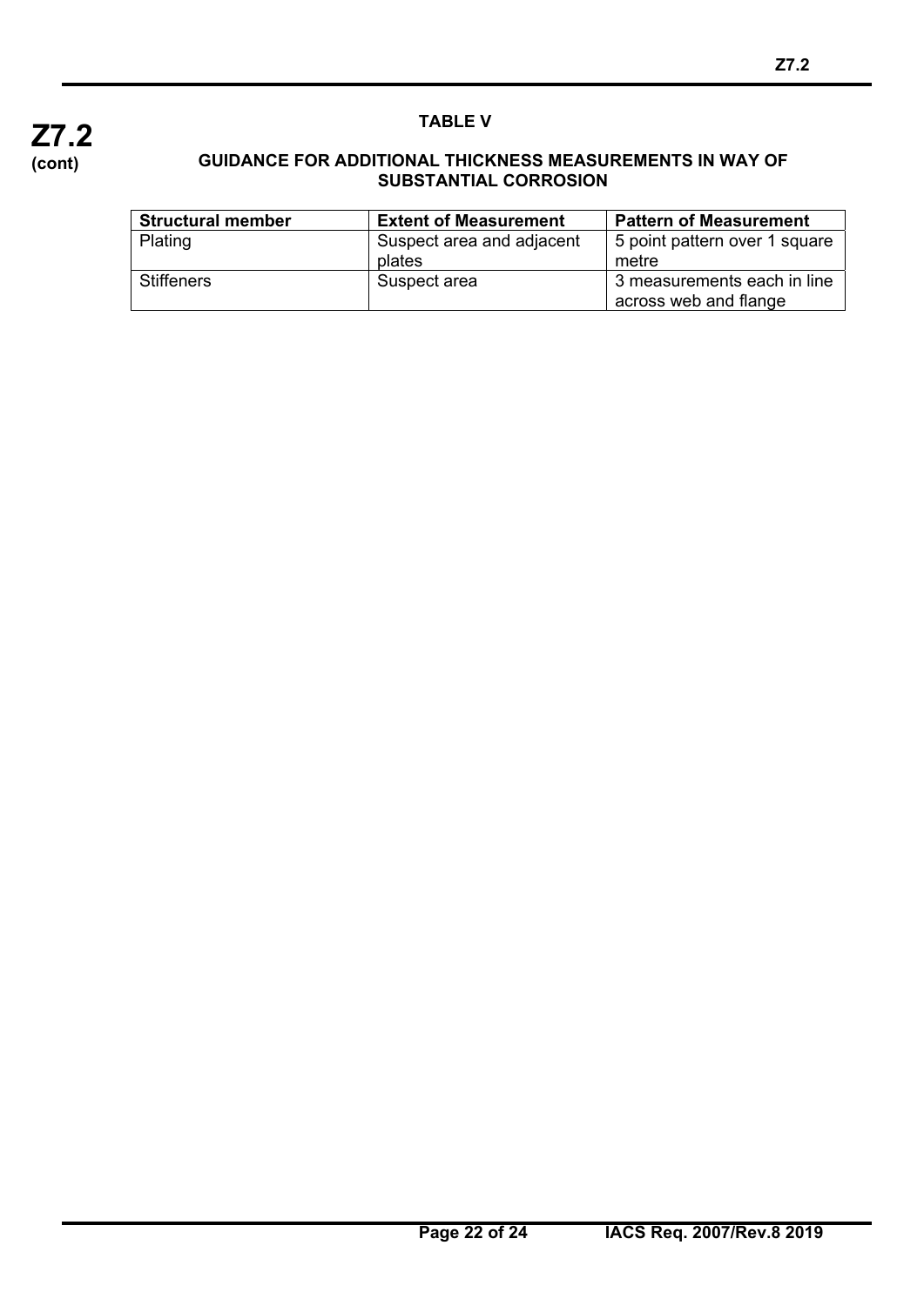**Z7.2 (cont)**

## TABLE V

### GUIDANCE FOR ADDITIONAL THICKNESS MEASUREMENTS IN WAY OF SUBSTANTIAL CORROSION

| Structural member | Extent of Measurement | Pattern of Measurement |
|---|---|---|
| Plating | Suspect area and adjacent plates | 5 point pattern over 1 square metre |
| Stiffeners | Suspect area | 3 measurements each in line across web and flange |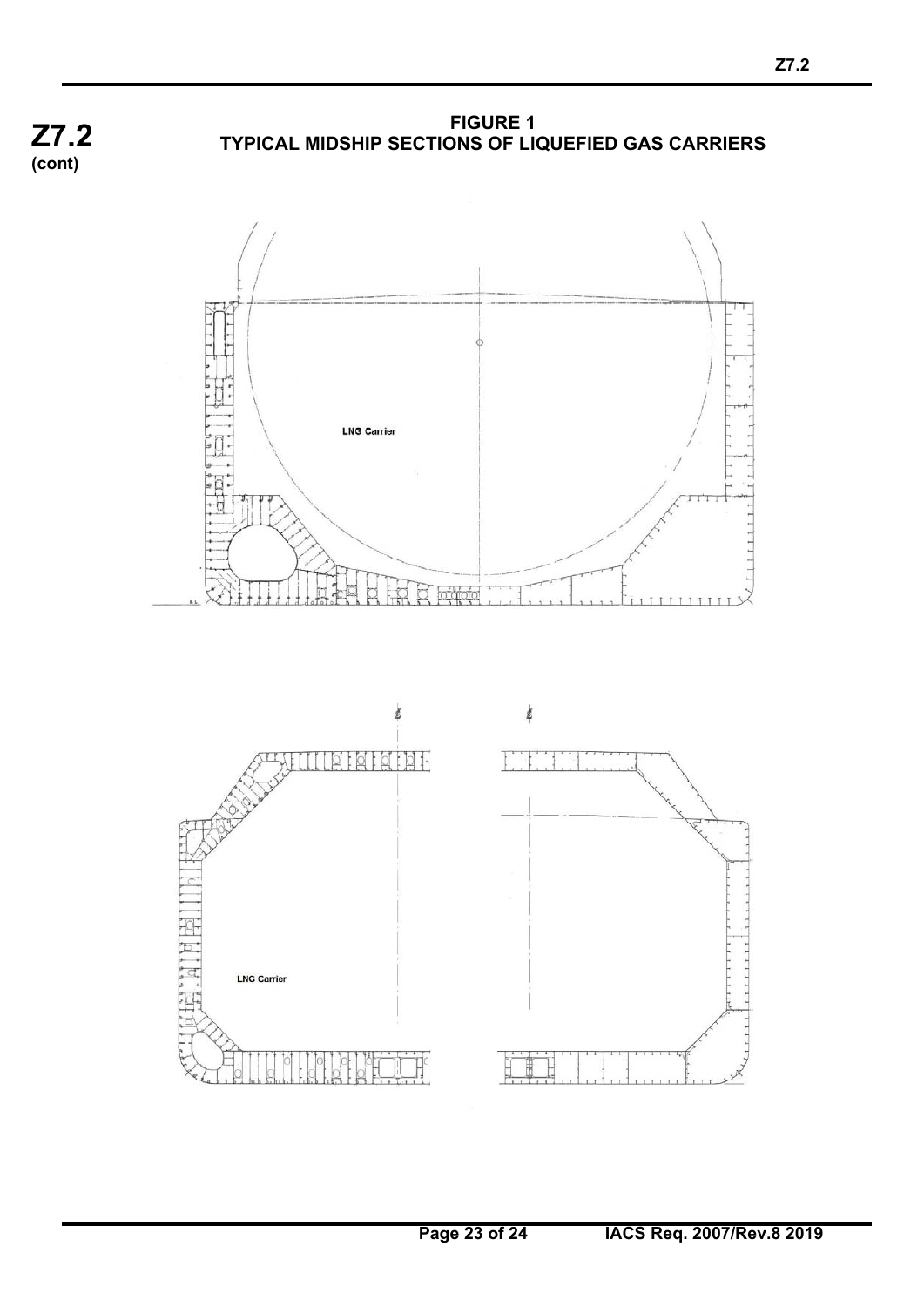**FIGURE 1**
**TYPICAL MIDSHIP SECTIONS OF LIQUEFIED GAS CARRIERS**

LNG Carrier

LNG Carrier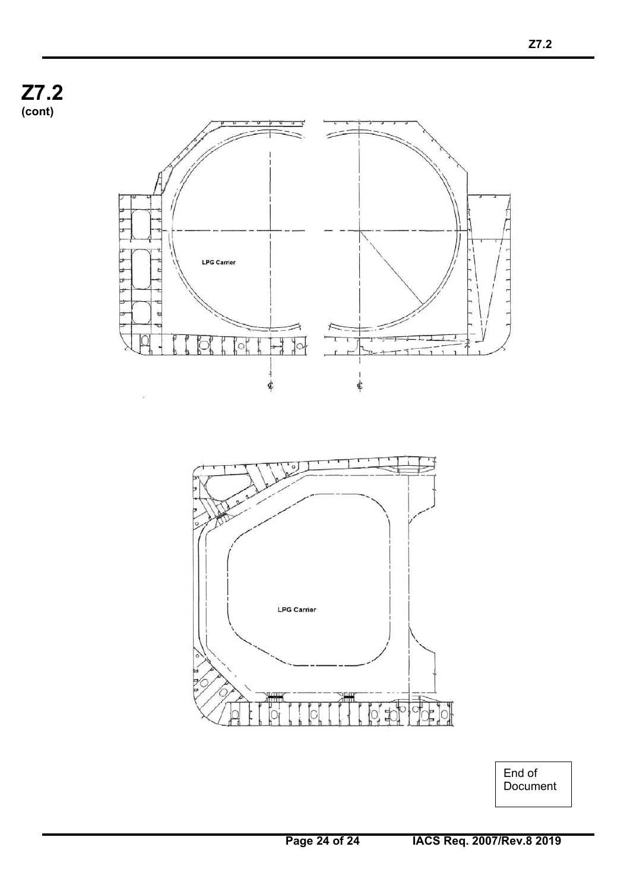## Z7.2 (cont)

LPG Carrier

LPG Carrier

End of Document